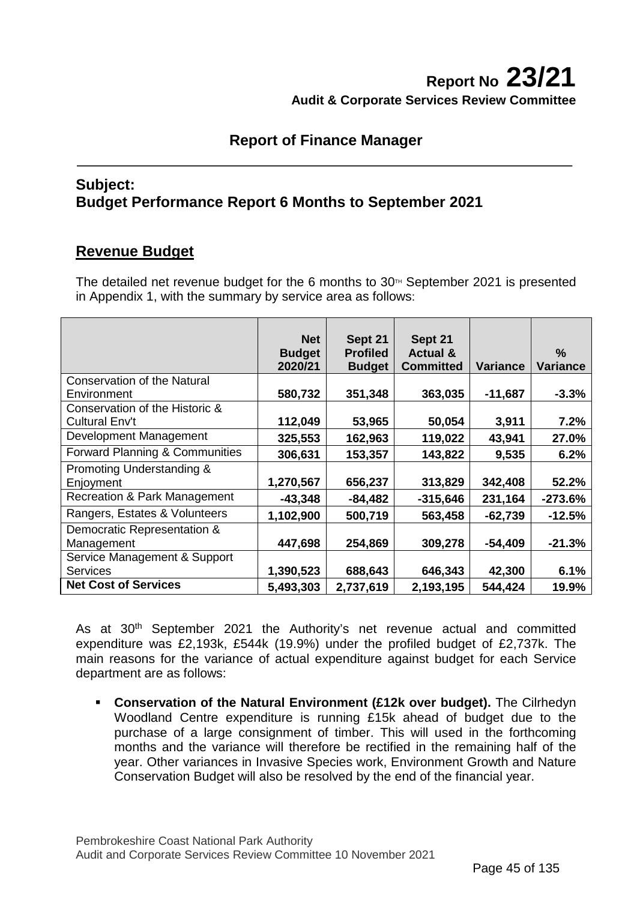# Report No 23/21

**Audit & Corporate Services Review Committee**

## Report of Finance Manager

## Subject:
## Budget Performance Report 6 Months to September 2021

## Revenue Budget

The detailed net revenue budget for the 6 months to 30TH September 2021 is presented in Appendix 1, with the summary by service area as follows:

| | Net Budget 2020/21 | Sept 21 Profiled Budget | Sept 21 Actual & Committed | Variance | % Variance |
|---|---|---|---|---|---|
| Conservation of the Natural Environment | **580,732** | **351,348** | **363,035** | **-11,687** | **-3.3%** |
| Conservation of the Historic & Cultural Env't | **112,049** | **53,965** | **50,054** | **3,911** | **7.2%** |
| Development Management | **325,553** | **162,963** | **119,022** | **43,941** | **27.0%** |
| Forward Planning & Communities | **306,631** | **153,357** | **143,822** | **9,535** | **6.2%** |
| Promoting Understanding & Enjoyment | **1,270,567** | **656,237** | **313,829** | **342,408** | **52.2%** |
| Recreation & Park Management | **-43,348** | **-84,482** | **-315,646** | **231,164** | **-273.6%** |
| Rangers, Estates & Volunteers | **1,102,900** | **500,719** | **563,458** | **-62,739** | **-12.5%** |
| Democratic Representation & Management | **447,698** | **254,869** | **309,278** | **-54,409** | **-21.3%** |
| Service Management & Support Services | **1,390,523** | **688,643** | **646,343** | **42,300** | **6.1%** |
| **Net Cost of Services** | **5,493,303** | **2,737,619** | **2,193,195** | **544,424** | **19.9%** |

As at 30th September 2021 the Authority's net revenue actual and committed expenditure was £2,193k, £544k (19.9%) under the profiled budget of £2,737k. The main reasons for the variance of actual expenditure against budget for each Service department are as follows:

- **Conservation of the Natural Environment (£12k over budget).** The Cilrhedyn Woodland Centre expenditure is running £15k ahead of budget due to the purchase of a large consignment of timber. This will used in the forthcoming months and the variance will therefore be rectified in the remaining half of the year. Other variances in Invasive Species work, Environment Growth and Nature Conservation Budget will also be resolved by the end of the financial year.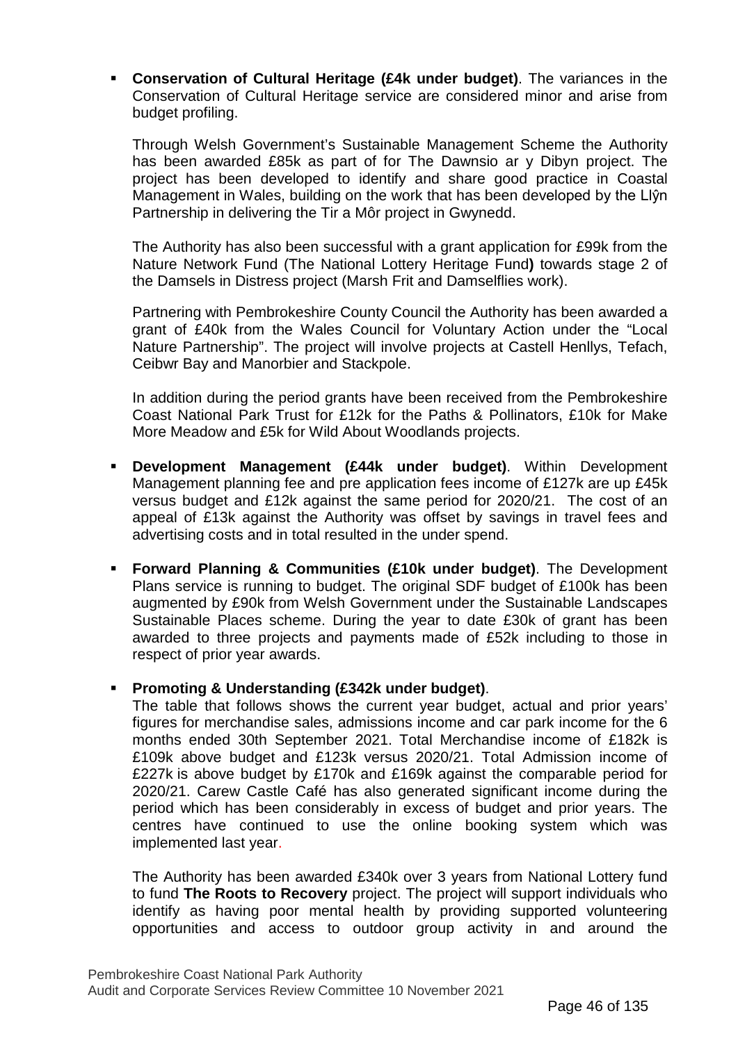- **Conservation of Cultural Heritage (£4k under budget)**. The variances in the Conservation of Cultural Heritage service are considered minor and arise from budget profiling.

  Through Welsh Government's Sustainable Management Scheme the Authority has been awarded £85k as part of for The Dawnsio ar y Dibyn project. The project has been developed to identify and share good practice in Coastal Management in Wales, building on the work that has been developed by the Llŷn Partnership in delivering the Tir a Môr project in Gwynedd.

  The Authority has also been successful with a grant application for £99k from the Nature Network Fund (The National Lottery Heritage Fund**)** towards stage 2 of the Damsels in Distress project (Marsh Frit and Damselflies work).

  Partnering with Pembrokeshire County Council the Authority has been awarded a grant of £40k from the Wales Council for Voluntary Action under the "Local Nature Partnership". The project will involve projects at Castell Henllys, Tefach, Ceibwr Bay and Manorbier and Stackpole.

  In addition during the period grants have been received from the Pembrokeshire Coast National Park Trust for £12k for the Paths & Pollinators, £10k for Make More Meadow and £5k for Wild About Woodlands projects.

- **Development Management (£44k under budget)**. Within Development Management planning fee and pre application fees income of £127k are up £45k versus budget and £12k against the same period for 2020/21. The cost of an appeal of £13k against the Authority was offset by savings in travel fees and advertising costs and in total resulted in the under spend.

- **Forward Planning & Communities (£10k under budget)**. The Development Plans service is running to budget. The original SDF budget of £100k has been augmented by £90k from Welsh Government under the Sustainable Landscapes Sustainable Places scheme. During the year to date £30k of grant has been awarded to three projects and payments made of £52k including to those in respect of prior year awards.

- **Promoting & Understanding (£342k under budget)**.
  The table that follows shows the current year budget, actual and prior years' figures for merchandise sales, admissions income and car park income for the 6 months ended 30th September 2021. Total Merchandise income of £182k is £109k above budget and £123k versus 2020/21. Total Admission income of £227k is above budget by £170k and £169k against the comparable period for 2020/21. Carew Castle Café has also generated significant income during the period which has been considerably in excess of budget and prior years. The centres have continued to use the online booking system which was implemented last year.

  The Authority has been awarded £340k over 3 years from National Lottery fund to fund **The Roots to Recovery** project. The project will support individuals who identify as having poor mental health by providing supported volunteering opportunities and access to outdoor group activity in and around the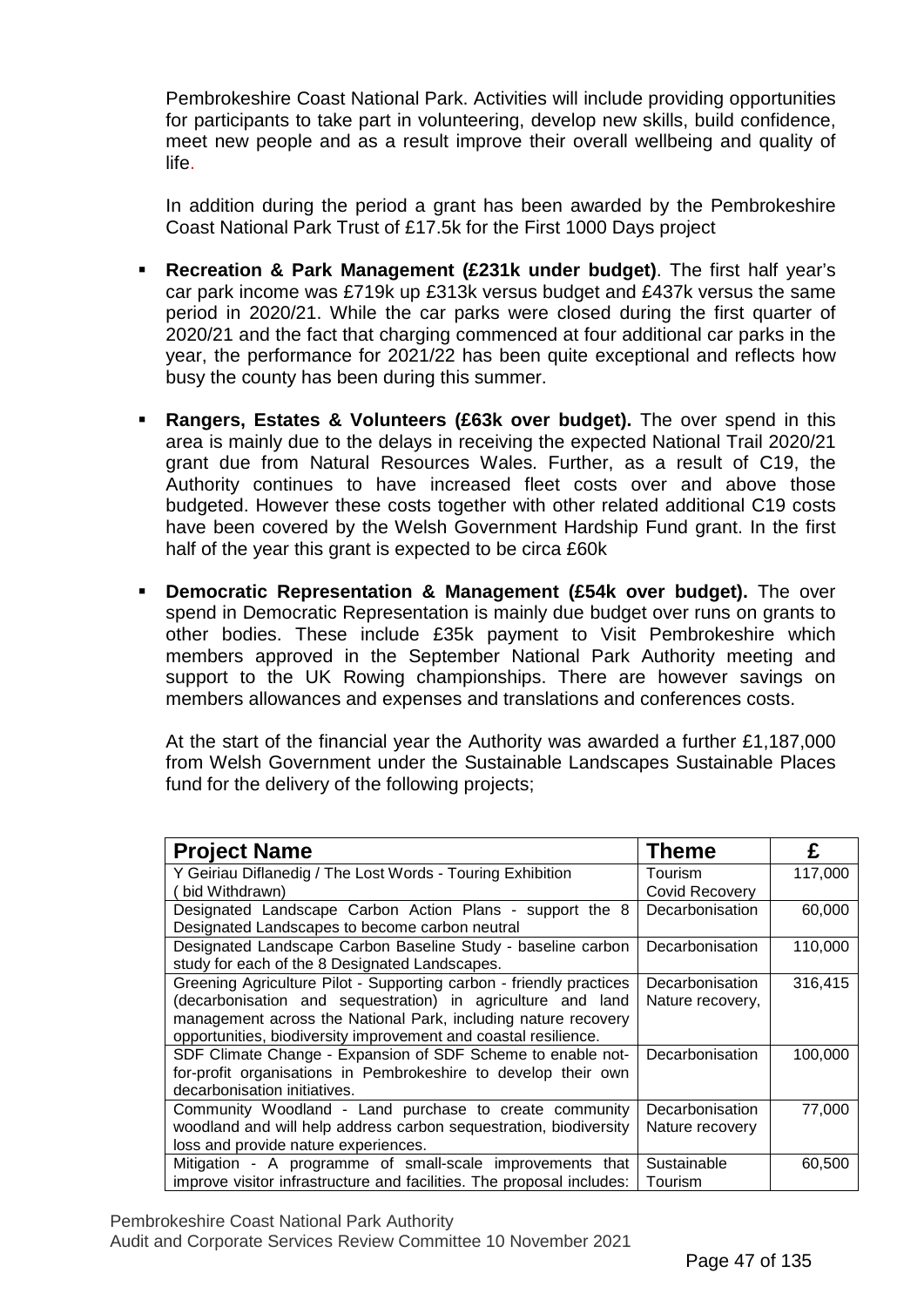Pembrokeshire Coast National Park. Activities will include providing opportunities for participants to take part in volunteering, develop new skills, build confidence, meet new people and as a result improve their overall wellbeing and quality of life.

In addition during the period a grant has been awarded by the Pembrokeshire Coast National Park Trust of £17.5k for the First 1000 Days project

- **Recreation & Park Management (£231k under budget)**. The first half year's car park income was £719k up £313k versus budget and £437k versus the same period in 2020/21. While the car parks were closed during the first quarter of 2020/21 and the fact that charging commenced at four additional car parks in the year, the performance for 2021/22 has been quite exceptional and reflects how busy the county has been during this summer.

- **Rangers, Estates & Volunteers (£63k over budget).** The over spend in this area is mainly due to the delays in receiving the expected National Trail 2020/21 grant due from Natural Resources Wales. Further, as a result of C19, the Authority continues to have increased fleet costs over and above those budgeted. However these costs together with other related additional C19 costs have been covered by the Welsh Government Hardship Fund grant. In the first half of the year this grant is expected to be circa £60k

- **Democratic Representation & Management (£54k over budget).** The over spend in Democratic Representation is mainly due budget over runs on grants to other bodies. These include £35k payment to Visit Pembrokeshire which members approved in the September National Park Authority meeting and support to the UK Rowing championships. There are however savings on members allowances and expenses and translations and conferences costs.

At the start of the financial year the Authority was awarded a further £1,187,000 from Welsh Government under the Sustainable Landscapes Sustainable Places fund for the delivery of the following projects;

| Project Name | Theme | £ |
|---|---|---|
| Y Geiriau Diflanedig / The Lost Words - Touring Exhibition ( bid Withdrawn) | Tourism Covid Recovery | 117,000 |
| Designated Landscape Carbon Action Plans - support the 8 Designated Landscapes to become carbon neutral | Decarbonisation | 60,000 |
| Designated Landscape Carbon Baseline Study - baseline carbon study for each of the 8 Designated Landscapes. | Decarbonisation | 110,000 |
| Greening Agriculture Pilot - Supporting carbon - friendly practices (decarbonisation and sequestration) in agriculture and land management across the National Park, including nature recovery opportunities, biodiversity improvement and coastal resilience. | Decarbonisation Nature recovery, | 316,415 |
| SDF Climate Change - Expansion of SDF Scheme to enable not-for-profit organisations in Pembrokeshire to develop their own decarbonisation initiatives. | Decarbonisation | 100,000 |
| Community Woodland - Land purchase to create community woodland and will help address carbon sequestration, biodiversity loss and provide nature experiences. | Decarbonisation Nature recovery | 77,000 |
| Mitigation - A programme of small-scale improvements that improve visitor infrastructure and facilities. The proposal includes: | Sustainable Tourism | 60,500 |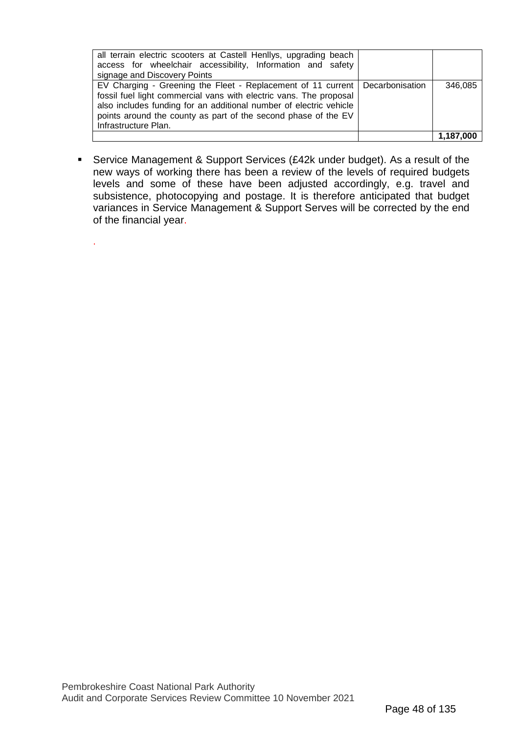| | | |
|---|---|---|
| all terrain electric scooters at Castell Henllys, upgrading beach access for wheelchair accessibility, Information and safety signage and Discovery Points | | |
| EV Charging - Greening the Fleet - Replacement of 11 current fossil fuel light commercial vans with electric vans. The proposal also includes funding for an additional number of electric vehicle points around the county as part of the second phase of the EV Infrastructure Plan. | Decarbonisation | 346,085 |
| | | **1,187,000** |

- Service Management & Support Services (£42k under budget). As a result of the new ways of working there has been a review of the levels of required budgets levels and some of these have been adjusted accordingly, e.g. travel and subsistence, photocopying and postage. It is therefore anticipated that budget variances in Service Management & Support Serves will be corrected by the end of the financial year.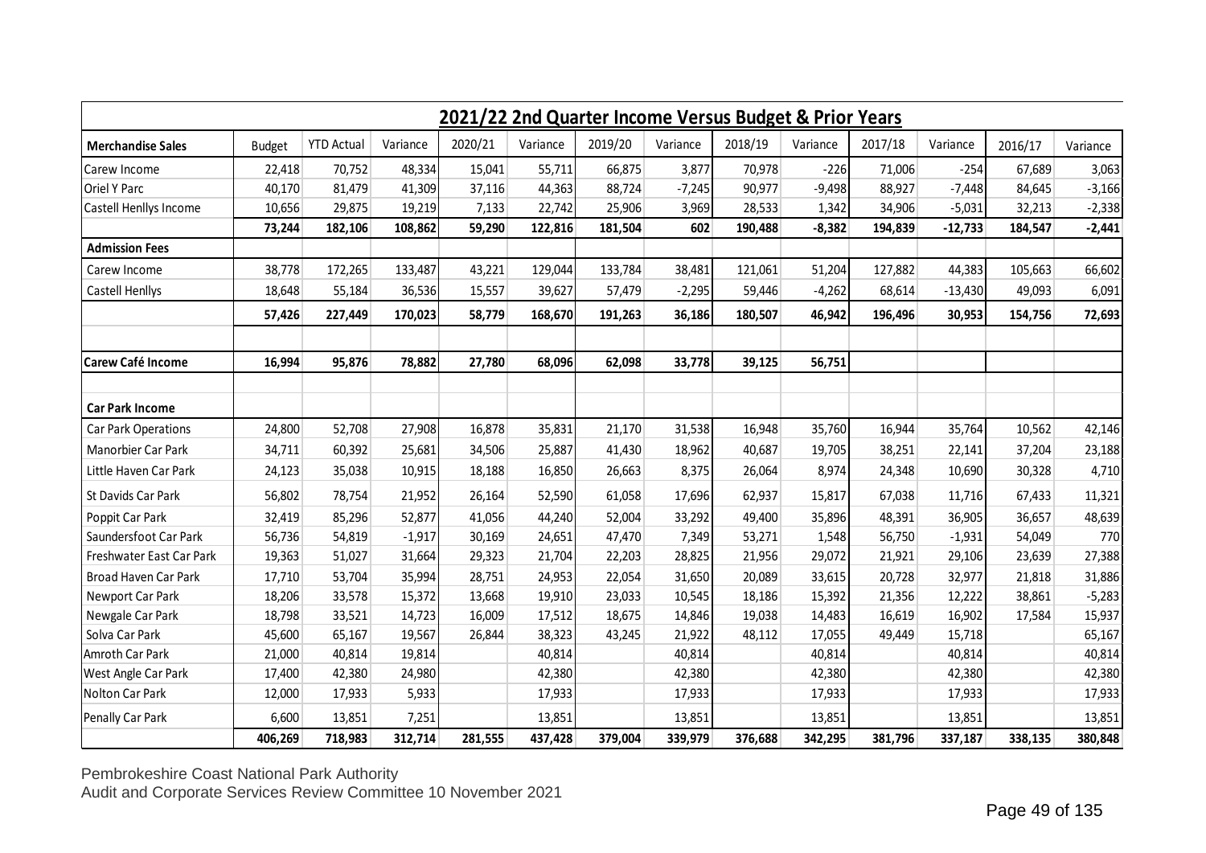## 2021/22 2nd Quarter Income Versus Budget & Prior Years

| Merchandise Sales | Budget | YTD Actual | Variance | 2020/21 | Variance | 2019/20 | Variance | 2018/19 | Variance | 2017/18 | Variance | 2016/17 | Variance |
|---|---|---|---|---|---|---|---|---|---|---|---|---|---|
| Carew Income | 22,418 | 70,752 | 48,334 | 15,041 | 55,711 | 66,875 | 3,877 | 70,978 | -226 | 71,006 | -254 | 67,689 | 3,063 |
| Oriel Y Parc | 40,170 | 81,479 | 41,309 | 37,116 | 44,363 | 88,724 | -7,245 | 90,977 | -9,498 | 88,927 | -7,448 | 84,645 | -3,166 |
| Castell Henllys Income | 10,656 | 29,875 | 19,219 | 7,133 | 22,742 | 25,906 | 3,969 | 28,533 | 1,342 | 34,906 | -5,031 | 32,213 | -2,338 |
| | **73,244** | **182,106** | **108,862** | **59,290** | **122,816** | **181,504** | **602** | **190,488** | **-8,382** | **194,839** | **-12,733** | **184,547** | **-2,441** |
| **Admission Fees** | | | | | | | | | | | | | |
| Carew Income | 38,778 | 172,265 | 133,487 | 43,221 | 129,044 | 133,784 | 38,481 | 121,061 | 51,204 | 127,882 | 44,383 | 105,663 | 66,602 |
| Castell Henllys | 18,648 | 55,184 | 36,536 | 15,557 | 39,627 | 57,479 | -2,295 | 59,446 | -4,262 | 68,614 | -13,430 | 49,093 | 6,091 |
| | **57,426** | **227,449** | **170,023** | **58,779** | **168,670** | **191,263** | **36,186** | **180,507** | **46,942** | **196,496** | **30,953** | **154,756** | **72,693** |
| | | | | | | | | | | | | | |
| **Carew Café Income** | **16,994** | **95,876** | **78,882** | **27,780** | **68,096** | **62,098** | **33,778** | **39,125** | **56,751** | | | | |
| | | | | | | | | | | | | | |
| **Car Park Income** | | | | | | | | | | | | | |
| Car Park Operations | 24,800 | 52,708 | 27,908 | 16,878 | 35,831 | 21,170 | 31,538 | 16,948 | 35,760 | 16,944 | 35,764 | 10,562 | 42,146 |
| Manorbier Car Park | 34,711 | 60,392 | 25,681 | 34,506 | 25,887 | 41,430 | 18,962 | 40,687 | 19,705 | 38,251 | 22,141 | 37,204 | 23,188 |
| Little Haven Car Park | 24,123 | 35,038 | 10,915 | 18,188 | 16,850 | 26,663 | 8,375 | 26,064 | 8,974 | 24,348 | 10,690 | 30,328 | 4,710 |
| St Davids Car Park | 56,802 | 78,754 | 21,952 | 26,164 | 52,590 | 61,058 | 17,696 | 62,937 | 15,817 | 67,038 | 11,716 | 67,433 | 11,321 |
| Poppit Car Park | 32,419 | 85,296 | 52,877 | 41,056 | 44,240 | 52,004 | 33,292 | 49,400 | 35,896 | 48,391 | 36,905 | 36,657 | 48,639 |
| Saundersfoot Car Park | 56,736 | 54,819 | -1,917 | 30,169 | 24,651 | 47,470 | 7,349 | 53,271 | 1,548 | 56,750 | -1,931 | 54,049 | 770 |
| Freshwater East Car Park | 19,363 | 51,027 | 31,664 | 29,323 | 21,704 | 22,203 | 28,825 | 21,956 | 29,072 | 21,921 | 29,106 | 23,639 | 27,388 |
| Broad Haven Car Park | 17,710 | 53,704 | 35,994 | 28,751 | 24,953 | 22,054 | 31,650 | 20,089 | 33,615 | 20,728 | 32,977 | 21,818 | 31,886 |
| Newport Car Park | 18,206 | 33,578 | 15,372 | 13,668 | 19,910 | 23,033 | 10,545 | 18,186 | 15,392 | 21,356 | 12,222 | 38,861 | -5,283 |
| Newgale Car Park | 18,798 | 33,521 | 14,723 | 16,009 | 17,512 | 18,675 | 14,846 | 19,038 | 14,483 | 16,619 | 16,902 | 17,584 | 15,937 |
| Solva Car Park | 45,600 | 65,167 | 19,567 | 26,844 | 38,323 | 43,245 | 21,922 | 48,112 | 17,055 | 49,449 | 15,718 | | 65,167 |
| Amroth Car Park | 21,000 | 40,814 | 19,814 | | 40,814 | | 40,814 | | 40,814 | | 40,814 | | 40,814 |
| West Angle Car Park | 17,400 | 42,380 | 24,980 | | 42,380 | | 42,380 | | 42,380 | | 42,380 | | 42,380 |
| Nolton Car Park | 12,000 | 17,933 | 5,933 | | 17,933 | | 17,933 | | 17,933 | | 17,933 | | 17,933 |
| Penally Car Park | 6,600 | 13,851 | 7,251 | | 13,851 | | 13,851 | | 13,851 | | 13,851 | | 13,851 |
| | **406,269** | **718,983** | **312,714** | **281,555** | **437,428** | **379,004** | **339,979** | **376,688** | **342,295** | **381,796** | **337,187** | **338,135** | **380,848** |

Pembrokeshire Coast National Park Authority
Audit and Corporate Services Review Committee 10 November 2021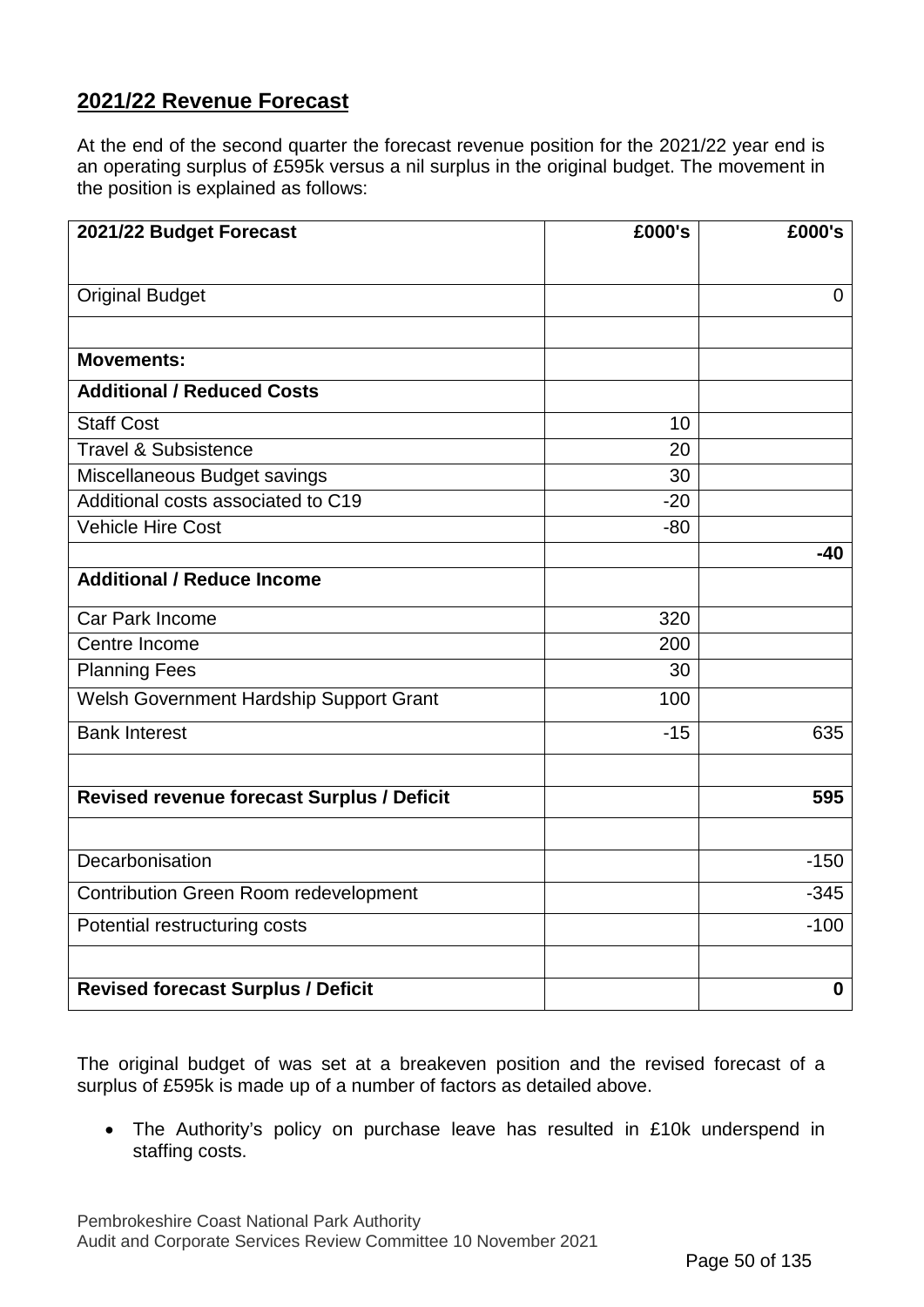## 2021/22 Revenue Forecast

At the end of the second quarter the forecast revenue position for the 2021/22 year end is an operating surplus of £595k versus a nil surplus in the original budget. The movement in the position is explained as follows:

| 2021/22 Budget Forecast | £000's | £000's |
|---|---:|---:|
| Original Budget | | 0 |
| | | |
| **Movements:** | | |
| **Additional / Reduced Costs** | | |
| Staff Cost | 10 | |
| Travel & Subsistence | 20 | |
| Miscellaneous Budget savings | 30 | |
| Additional costs associated to C19 | -20 | |
| Vehicle Hire Cost | -80 | |
| | | **-40** |
| **Additional / Reduce Income** | | |
| Car Park Income | 320 | |
| Centre Income | 200 | |
| Planning Fees | 30 | |
| Welsh Government Hardship Support Grant | 100 | |
| Bank Interest | -15 | 635 |
| | | |
| **Revised revenue forecast Surplus / Deficit** | | **595** |
| | | |
| Decarbonisation | | -150 |
| Contribution Green Room redevelopment | | -345 |
| Potential restructuring costs | | -100 |
| | | |
| **Revised forecast Surplus / Deficit** | | **0** |

The original budget of was set at a breakeven position and the revised forecast of a surplus of £595k is made up of a number of factors as detailed above.

- The Authority's policy on purchase leave has resulted in £10k underspend in staffing costs.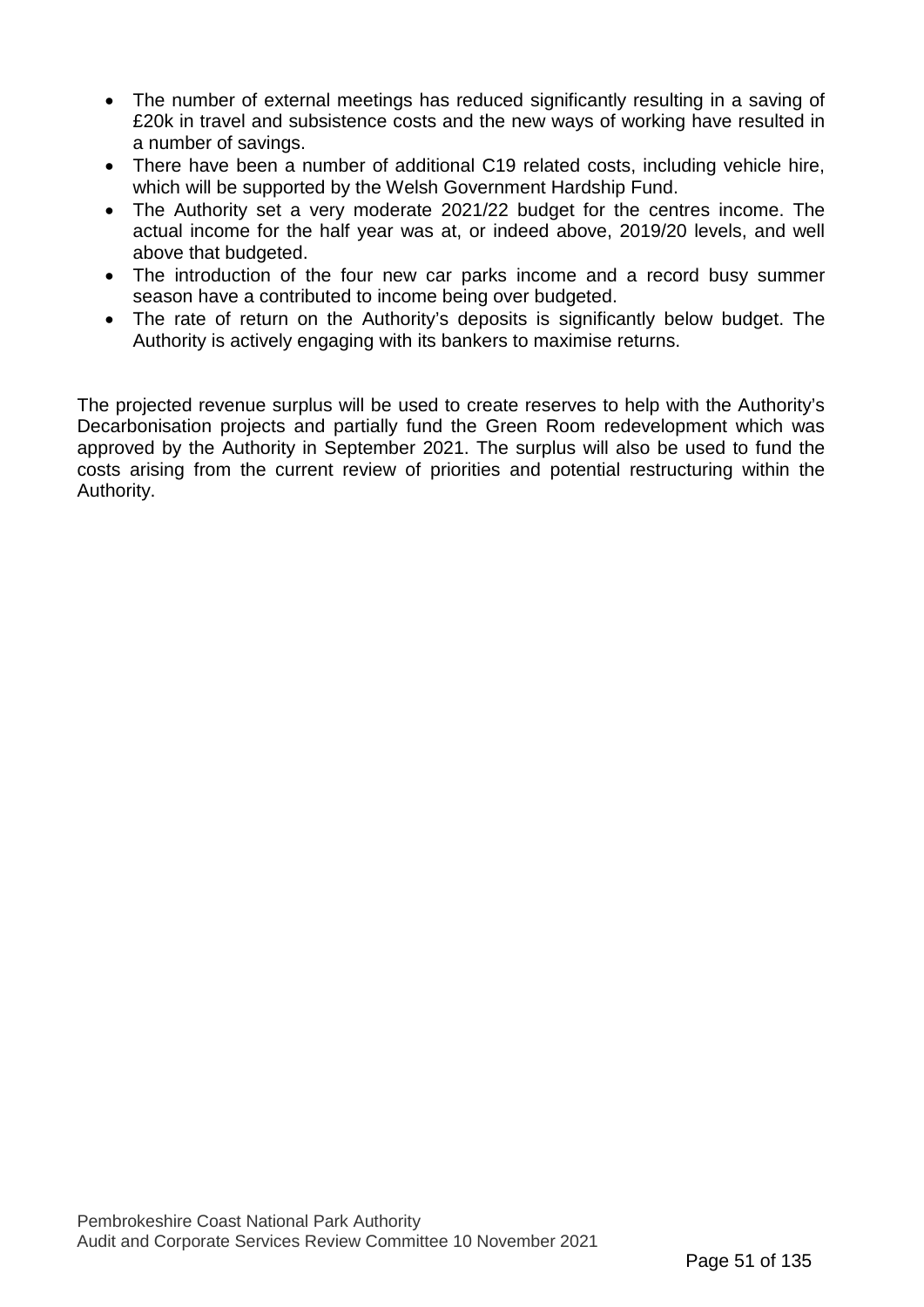- The number of external meetings has reduced significantly resulting in a saving of £20k in travel and subsistence costs and the new ways of working have resulted in a number of savings.
- There have been a number of additional C19 related costs, including vehicle hire, which will be supported by the Welsh Government Hardship Fund.
- The Authority set a very moderate 2021/22 budget for the centres income. The actual income for the half year was at, or indeed above, 2019/20 levels, and well above that budgeted.
- The introduction of the four new car parks income and a record busy summer season have a contributed to income being over budgeted.
- The rate of return on the Authority's deposits is significantly below budget. The Authority is actively engaging with its bankers to maximise returns.

The projected revenue surplus will be used to create reserves to help with the Authority's Decarbonisation projects and partially fund the Green Room redevelopment which was approved by the Authority in September 2021. The surplus will also be used to fund the costs arising from the current review of priorities and potential restructuring within the Authority.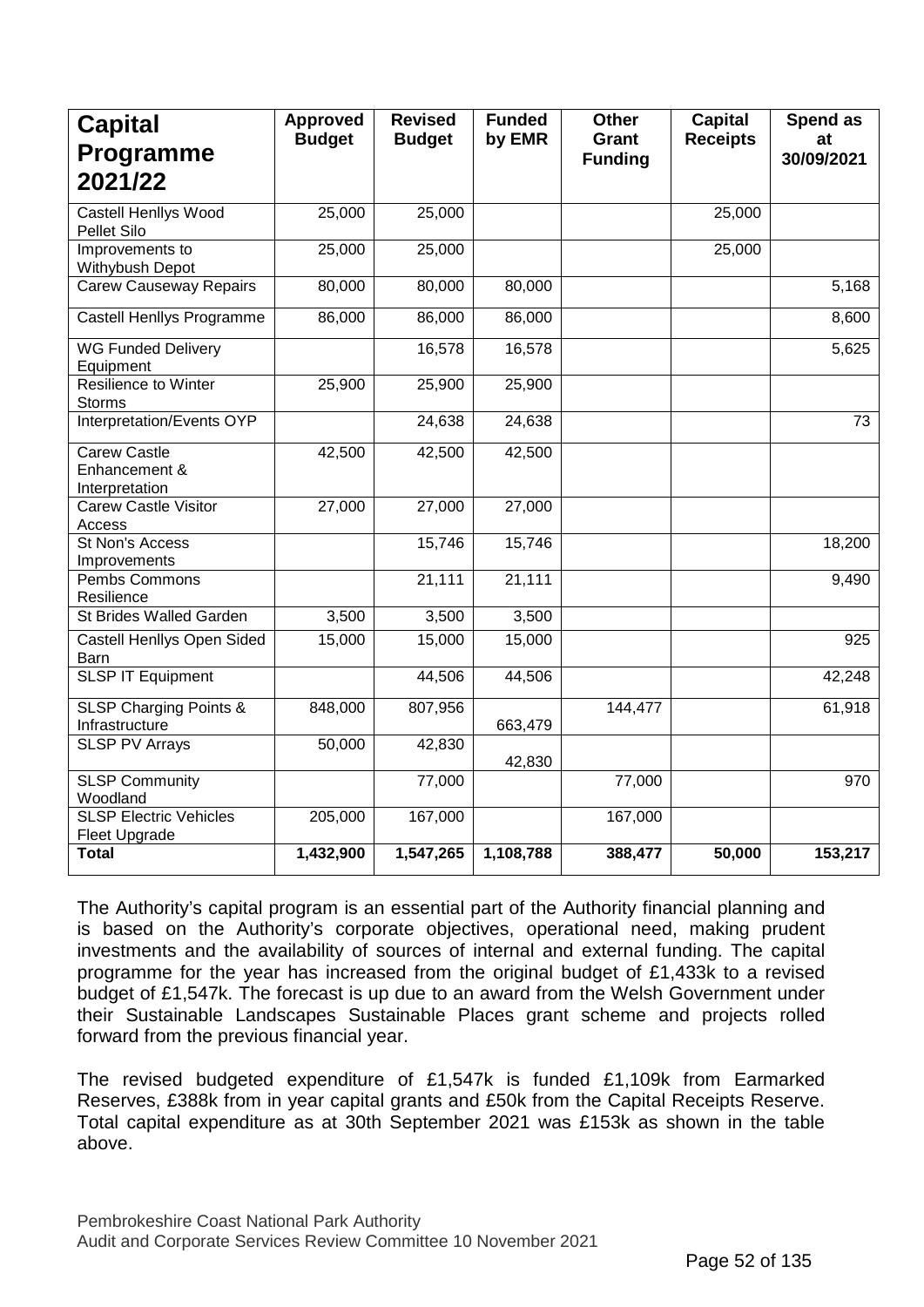| Capital Programme 2021/22 | Approved Budget | Revised Budget | Funded by EMR | Other Grant Funding | Capital Receipts | Spend as at 30/09/2021 |
|---|---|---|---|---|---|---|
| Castell Henllys Wood Pellet Silo | 25,000 | 25,000 | | | 25,000 | |
| Improvements to Withybush Depot | 25,000 | 25,000 | | | 25,000 | |
| Carew Causeway Repairs | 80,000 | 80,000 | 80,000 | | | 5,168 |
| Castell Henllys Programme | 86,000 | 86,000 | 86,000 | | | 8,600 |
| WG Funded Delivery Equipment | | 16,578 | 16,578 | | | 5,625 |
| Resilience to Winter Storms | 25,900 | 25,900 | 25,900 | | | |
| Interpretation/Events OYP | | 24,638 | 24,638 | | | 73 |
| Carew Castle Enhancement & Interpretation | 42,500 | 42,500 | 42,500 | | | |
| Carew Castle Visitor Access | 27,000 | 27,000 | 27,000 | | | |
| St Non's Access Improvements | | 15,746 | 15,746 | | | 18,200 |
| Pembs Commons Resilience | | 21,111 | 21,111 | | | 9,490 |
| St Brides Walled Garden | 3,500 | 3,500 | 3,500 | | | |
| Castell Henllys Open Sided Barn | 15,000 | 15,000 | 15,000 | | | 925 |
| SLSP IT Equipment | | 44,506 | 44,506 | | | 42,248 |
| SLSP Charging Points & Infrastructure | 848,000 | 807,956 | 663,479 | 144,477 | | 61,918 |
| SLSP PV Arrays | 50,000 | 42,830 | 42,830 | | | |
| SLSP Community Woodland | | 77,000 | | 77,000 | | 970 |
| SLSP Electric Vehicles Fleet Upgrade | 205,000 | 167,000 | | 167,000 | | |
| **Total** | **1,432,900** | **1,547,265** | **1,108,788** | **388,477** | **50,000** | **153,217** |

The Authority's capital program is an essential part of the Authority financial planning and is based on the Authority's corporate objectives, operational need, making prudent investments and the availability of sources of internal and external funding. The capital programme for the year has increased from the original budget of £1,433k to a revised budget of £1,547k. The forecast is up due to an award from the Welsh Government under their Sustainable Landscapes Sustainable Places grant scheme and projects rolled forward from the previous financial year.

The revised budgeted expenditure of £1,547k is funded £1,109k from Earmarked Reserves, £388k from in year capital grants and £50k from the Capital Receipts Reserve. Total capital expenditure as at 30th September 2021 was £153k as shown in the table above.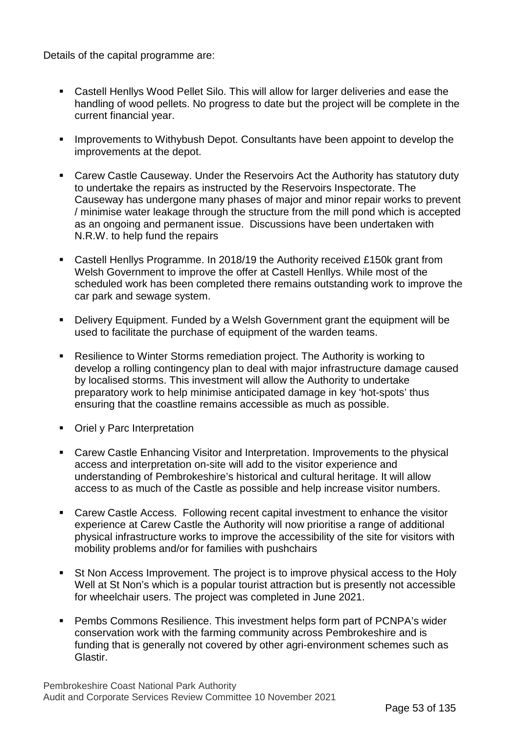Details of the capital programme are:

- Castell Henllys Wood Pellet Silo. This will allow for larger deliveries and ease the handling of wood pellets. No progress to date but the project will be complete in the current financial year.

- Improvements to Withybush Depot. Consultants have been appoint to develop the improvements at the depot.

- Carew Castle Causeway. Under the Reservoirs Act the Authority has statutory duty to undertake the repairs as instructed by the Reservoirs Inspectorate. The Causeway has undergone many phases of major and minor repair works to prevent / minimise water leakage through the structure from the mill pond which is accepted as an ongoing and permanent issue. Discussions have been undertaken with N.R.W. to help fund the repairs

- Castell Henllys Programme. In 2018/19 the Authority received £150k grant from Welsh Government to improve the offer at Castell Henllys. While most of the scheduled work has been completed there remains outstanding work to improve the car park and sewage system.

- Delivery Equipment. Funded by a Welsh Government grant the equipment will be used to facilitate the purchase of equipment of the warden teams.

- Resilience to Winter Storms remediation project. The Authority is working to develop a rolling contingency plan to deal with major infrastructure damage caused by localised storms. This investment will allow the Authority to undertake preparatory work to help minimise anticipated damage in key 'hot-spots' thus ensuring that the coastline remains accessible as much as possible.

- Oriel y Parc Interpretation

- Carew Castle Enhancing Visitor and Interpretation. Improvements to the physical access and interpretation on-site will add to the visitor experience and understanding of Pembrokeshire's historical and cultural heritage. It will allow access to as much of the Castle as possible and help increase visitor numbers.

- Carew Castle Access. Following recent capital investment to enhance the visitor experience at Carew Castle the Authority will now prioritise a range of additional physical infrastructure works to improve the accessibility of the site for visitors with mobility problems and/or for families with pushchairs

- St Non Access Improvement. The project is to improve physical access to the Holy Well at St Non's which is a popular tourist attraction but is presently not accessible for wheelchair users. The project was completed in June 2021.

- Pembs Commons Resilience. This investment helps form part of PCNPA's wider conservation work with the farming community across Pembrokeshire and is funding that is generally not covered by other agri-environment schemes such as Glastir.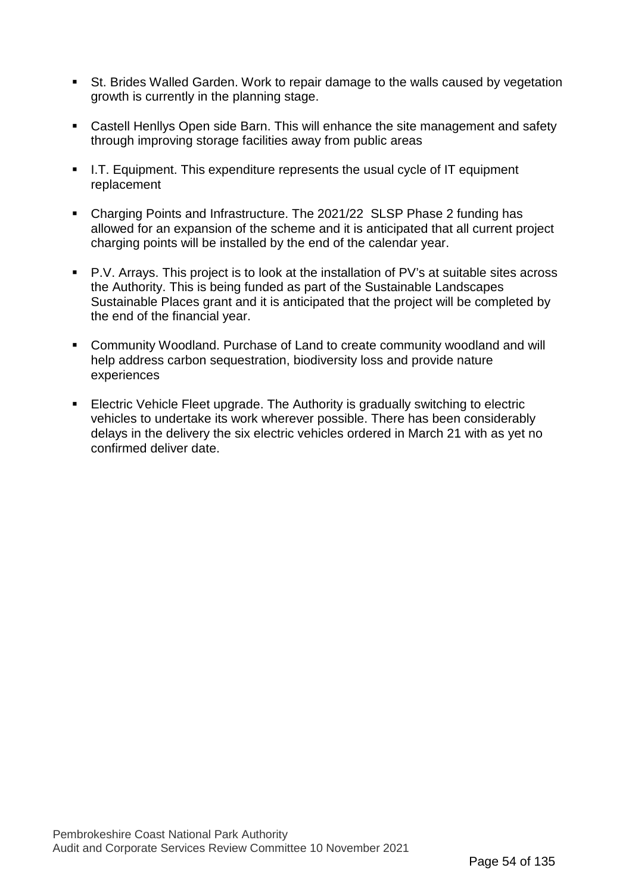- St. Brides Walled Garden. Work to repair damage to the walls caused by vegetation growth is currently in the planning stage.

- Castell Henllys Open side Barn. This will enhance the site management and safety through improving storage facilities away from public areas

- I.T. Equipment. This expenditure represents the usual cycle of IT equipment replacement

- Charging Points and Infrastructure. The 2021/22 SLSP Phase 2 funding has allowed for an expansion of the scheme and it is anticipated that all current project charging points will be installed by the end of the calendar year.

- P.V. Arrays. This project is to look at the installation of PV's at suitable sites across the Authority. This is being funded as part of the Sustainable Landscapes Sustainable Places grant and it is anticipated that the project will be completed by the end of the financial year.

- Community Woodland. Purchase of Land to create community woodland and will help address carbon sequestration, biodiversity loss and provide nature experiences

- Electric Vehicle Fleet upgrade. The Authority is gradually switching to electric vehicles to undertake its work wherever possible. There has been considerably delays in the delivery the six electric vehicles ordered in March 21 with as yet no confirmed deliver date.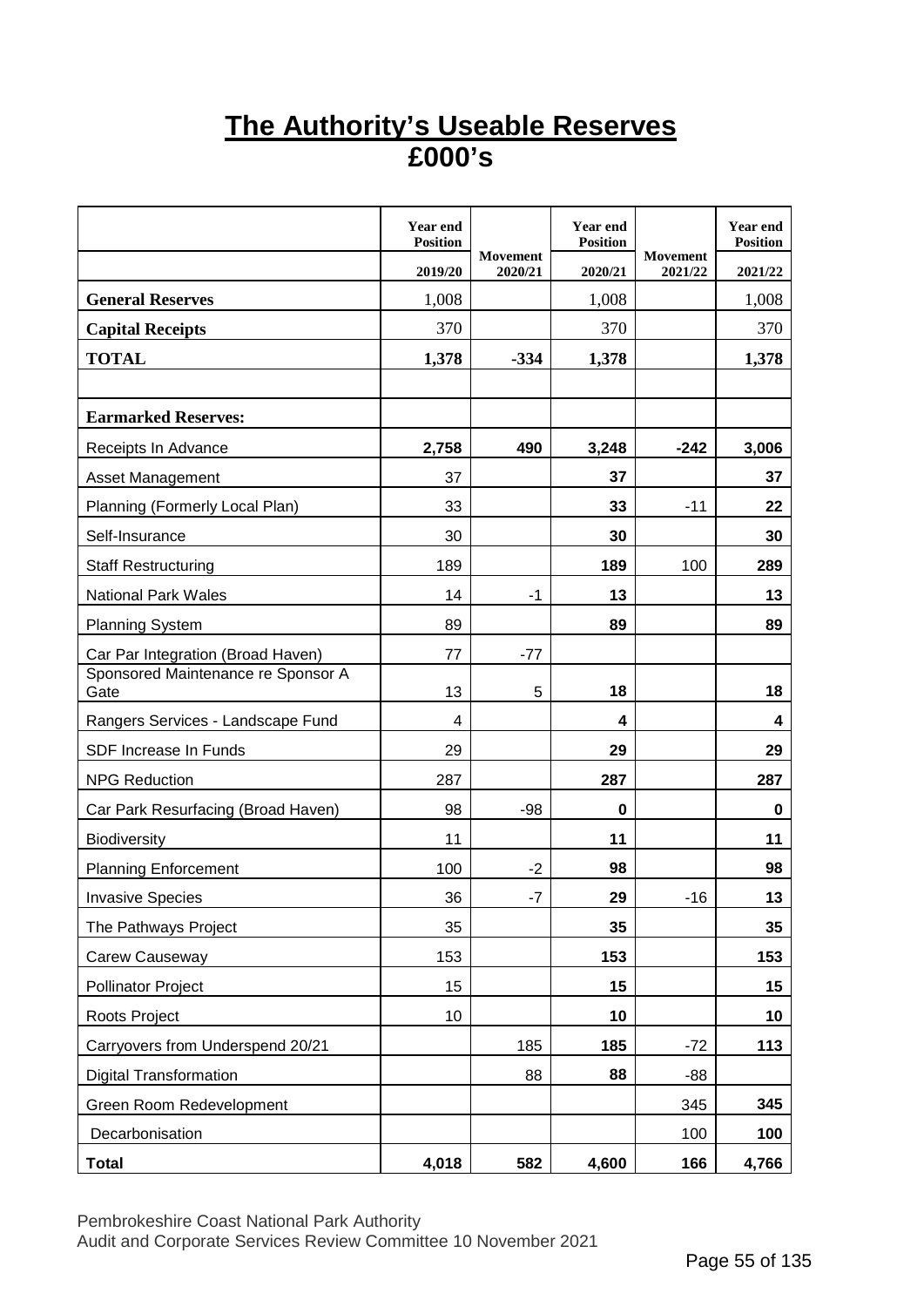# The Authority's Useable Reserves
# £000's

| | Year end Position 2019/20 | Movement 2020/21 | Year end Position 2020/21 | Movement 2021/22 | Year end Position 2021/22 |
|---|---|---|---|---|---|
| **General Reserves** | 1,008 | | 1,008 | | 1,008 |
| **Capital Receipts** | 370 | | 370 | | 370 |
| **TOTAL** | **1,378** | **-334** | **1,378** | | **1,378** |
| | | | | | |
| **Earmarked Reserves:** | | | | | |
| Receipts In Advance | **2,758** | **490** | **3,248** | **-242** | **3,006** |
| Asset Management | 37 | | **37** | | **37** |
| Planning (Formerly Local Plan) | 33 | | **33** | -11 | **22** |
| Self-Insurance | 30 | | **30** | | **30** |
| Staff Restructuring | 189 | | **189** | 100 | **289** |
| National Park Wales | 14 | -1 | **13** | | **13** |
| Planning System | 89 | | **89** | | **89** |
| Car Par Integration (Broad Haven) | 77 | -77 | | | |
| Sponsored Maintenance re Sponsor A Gate | 13 | 5 | **18** | | **18** |
| Rangers Services - Landscape Fund | 4 | | **4** | | **4** |
| SDF Increase In Funds | 29 | | **29** | | **29** |
| NPG Reduction | 287 | | **287** | | **287** |
| Car Park Resurfacing (Broad Haven) | 98 | -98 | **0** | | **0** |
| Biodiversity | 11 | | **11** | | **11** |
| Planning Enforcement | 100 | -2 | **98** | | **98** |
| Invasive Species | 36 | -7 | **29** | -16 | **13** |
| The Pathways Project | 35 | | **35** | | **35** |
| Carew Causeway | 153 | | **153** | | **153** |
| Pollinator Project | 15 | | **15** | | **15** |
| Roots Project | 10 | | **10** | | **10** |
| Carryovers from Underspend 20/21 | | 185 | **185** | -72 | **113** |
| Digital Transformation | | 88 | **88** | -88 | |
| Green Room Redevelopment | | | | 345 | **345** |
| Decarbonisation | | | | 100 | **100** |
| **Total** | **4,018** | **582** | **4,600** | **166** | **4,766** |

Pembrokeshire Coast National Park Authority
Audit and Corporate Services Review Committee 10 November 2021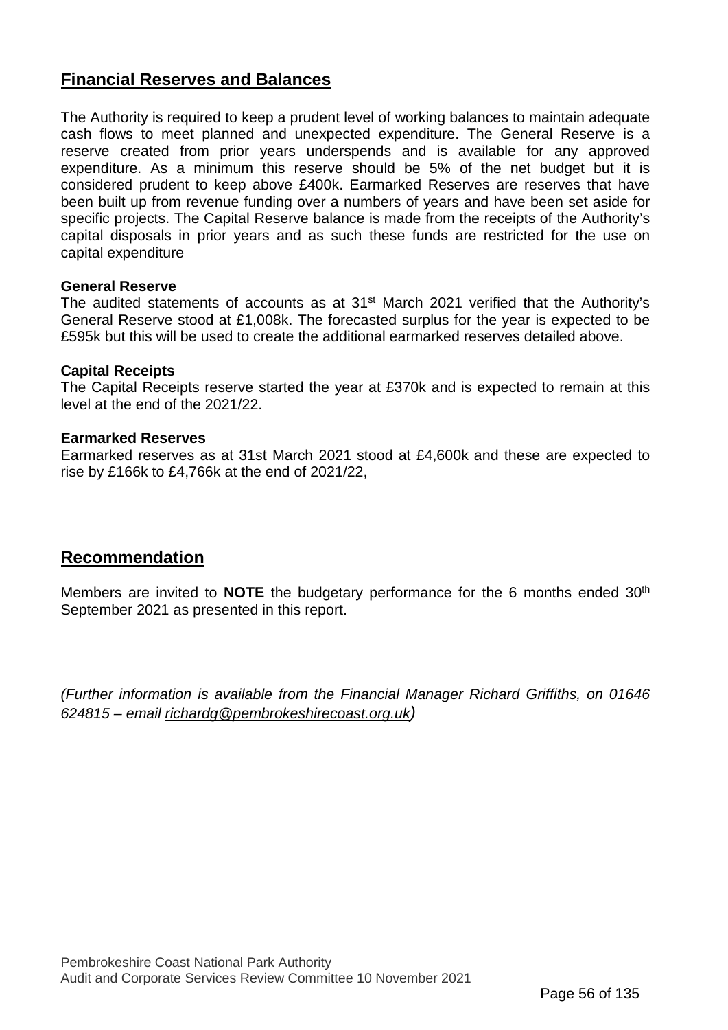## Financial Reserves and Balances

The Authority is required to keep a prudent level of working balances to maintain adequate cash flows to meet planned and unexpected expenditure. The General Reserve is a reserve created from prior years underspends and is available for any approved expenditure. As a minimum this reserve should be 5% of the net budget but it is considered prudent to keep above £400k. Earmarked Reserves are reserves that have been built up from revenue funding over a numbers of years and have been set aside for specific projects. The Capital Reserve balance is made from the receipts of the Authority's capital disposals in prior years and as such these funds are restricted for the use on capital expenditure

**General Reserve**
The audited statements of accounts as at 31st March 2021 verified that the Authority's General Reserve stood at £1,008k. The forecasted surplus for the year is expected to be £595k but this will be used to create the additional earmarked reserves detailed above.

**Capital Receipts**
The Capital Receipts reserve started the year at £370k and is expected to remain at this level at the end of the 2021/22.

**Earmarked Reserves**
Earmarked reserves as at 31st March 2021 stood at £4,600k and these are expected to rise by £166k to £4,766k at the end of 2021/22,

## Recommendation

Members are invited to **NOTE** the budgetary performance for the 6 months ended 30th September 2021 as presented in this report.

*(Further information is available from the Financial Manager Richard Griffiths, on 01646 624815 – email richardg@pembrokeshirecoast.org.uk)*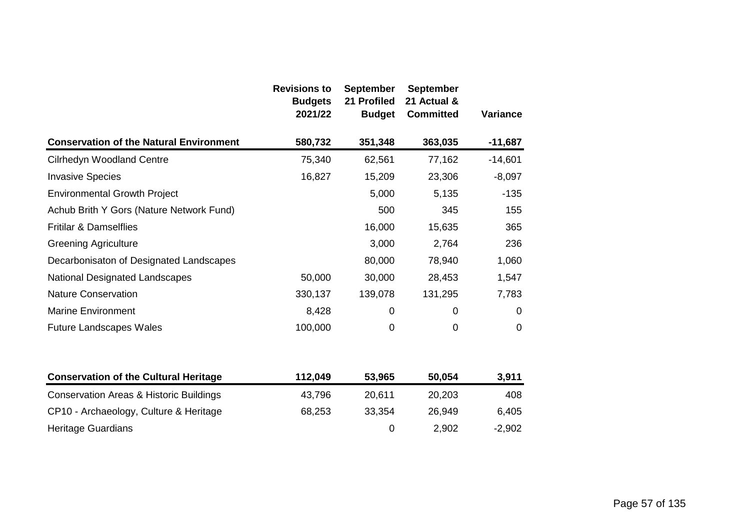| | Revisions to Budgets 2021/22 | September 21 Profiled Budget | September 21 Actual & Committed | Variance |
|---|---|---|---|---|
| **Conservation of the Natural Environment** | **580,732** | **351,348** | **363,035** | **-11,687** |
| Cilrhedyn Woodland Centre | 75,340 | 62,561 | 77,162 | -14,601 |
| Invasive Species | 16,827 | 15,209 | 23,306 | -8,097 |
| Environmental Growth Project | | 5,000 | 5,135 | -135 |
| Achub Brith Y Gors (Nature Network Fund) | | 500 | 345 | 155 |
| Fritilar & Damselflies | | 16,000 | 15,635 | 365 |
| Greening Agriculture | | 3,000 | 2,764 | 236 |
| Decarbonisaton of Designated Landscapes | | 80,000 | 78,940 | 1,060 |
| National Designated Landscapes | 50,000 | 30,000 | 28,453 | 1,547 |
| Nature Conservation | 330,137 | 139,078 | 131,295 | 7,783 |
| Marine Environment | 8,428 | 0 | 0 | 0 |
| Future Landscapes Wales | 100,000 | 0 | 0 | 0 |
| | | | | |
| **Conservation of the Cultural Heritage** | **112,049** | **53,965** | **50,054** | **3,911** |
| Conservation Areas & Historic Buildings | 43,796 | 20,611 | 20,203 | 408 |
| CP10 - Archaeology, Culture & Heritage | 68,253 | 33,354 | 26,949 | 6,405 |
| Heritage Guardians | | 0 | 2,902 | -2,902 |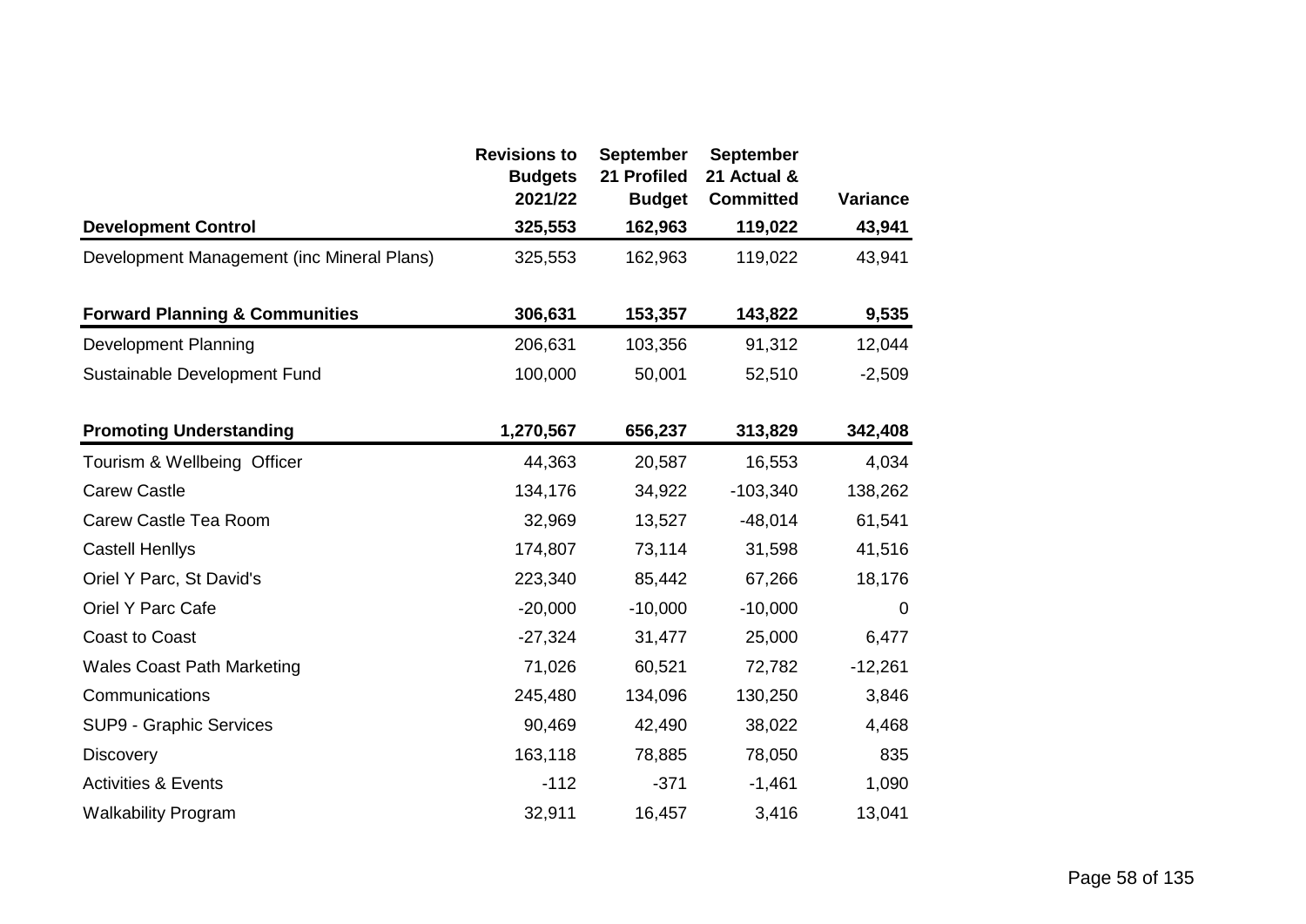| | Revisions to Budgets 2021/22 | September 21 Profiled Budget | September 21 Actual & Committed | Variance |
|---|---|---|---|---|
| **Development Control** | **325,553** | **162,963** | **119,022** | **43,941** |
| Development Management (inc Mineral Plans) | 325,553 | 162,963 | 119,022 | 43,941 |
| | | | | |
| **Forward Planning & Communities** | **306,631** | **153,357** | **143,822** | **9,535** |
| Development Planning | 206,631 | 103,356 | 91,312 | 12,044 |
| Sustainable Development Fund | 100,000 | 50,001 | 52,510 | -2,509 |
| | | | | |
| **Promoting Understanding** | **1,270,567** | **656,237** | **313,829** | **342,408** |
| Tourism & Wellbeing Officer | 44,363 | 20,587 | 16,553 | 4,034 |
| Carew Castle | 134,176 | 34,922 | -103,340 | 138,262 |
| Carew Castle Tea Room | 32,969 | 13,527 | -48,014 | 61,541 |
| Castell Henllys | 174,807 | 73,114 | 31,598 | 41,516 |
| Oriel Y Parc, St David's | 223,340 | 85,442 | 67,266 | 18,176 |
| Oriel Y Parc Cafe | -20,000 | -10,000 | -10,000 | 0 |
| Coast to Coast | -27,324 | 31,477 | 25,000 | 6,477 |
| Wales Coast Path Marketing | 71,026 | 60,521 | 72,782 | -12,261 |
| Communications | 245,480 | 134,096 | 130,250 | 3,846 |
| SUP9 - Graphic Services | 90,469 | 42,490 | 38,022 | 4,468 |
| Discovery | 163,118 | 78,885 | 78,050 | 835 |
| Activities & Events | -112 | -371 | -1,461 | 1,090 |
| Walkability Program | 32,911 | 16,457 | 3,416 | 13,041 |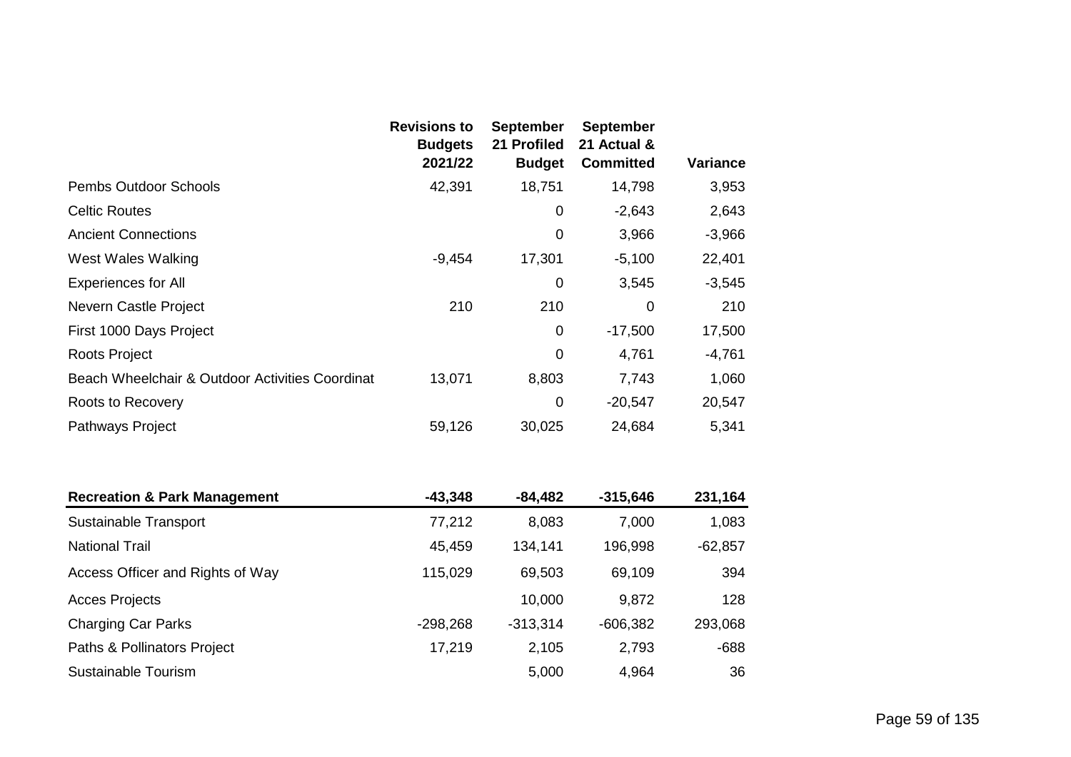| | Revisions to Budgets 2021/22 | September 21 Profiled Budget | September 21 Actual & Committed | Variance |
|---|---|---|---|---|
| Pembs Outdoor Schools | 42,391 | 18,751 | 14,798 | 3,953 |
| Celtic Routes | | 0 | -2,643 | 2,643 |
| Ancient Connections | | 0 | 3,966 | -3,966 |
| West Wales Walking | -9,454 | 17,301 | -5,100 | 22,401 |
| Experiences for All | | 0 | 3,545 | -3,545 |
| Nevern Castle Project | 210 | 210 | 0 | 210 |
| First 1000 Days Project | | 0 | -17,500 | 17,500 |
| Roots Project | | 0 | 4,761 | -4,761 |
| Beach Wheelchair & Outdoor Activities Coordinat | 13,071 | 8,803 | 7,743 | 1,060 |
| Roots to Recovery | | 0 | -20,547 | 20,547 |
| Pathways Project | 59,126 | 30,025 | 24,684 | 5,341 |
| | | | | |
| **Recreation & Park Management** | **-43,348** | **-84,482** | **-315,646** | **231,164** |
| Sustainable Transport | 77,212 | 8,083 | 7,000 | 1,083 |
| National Trail | 45,459 | 134,141 | 196,998 | -62,857 |
| Access Officer and Rights of Way | 115,029 | 69,503 | 69,109 | 394 |
| Acces Projects | | 10,000 | 9,872 | 128 |
| Charging Car Parks | -298,268 | -313,314 | -606,382 | 293,068 |
| Paths & Pollinators Project | 17,219 | 2,105 | 2,793 | -688 |
| Sustainable Tourism | | 5,000 | 4,964 | 36 |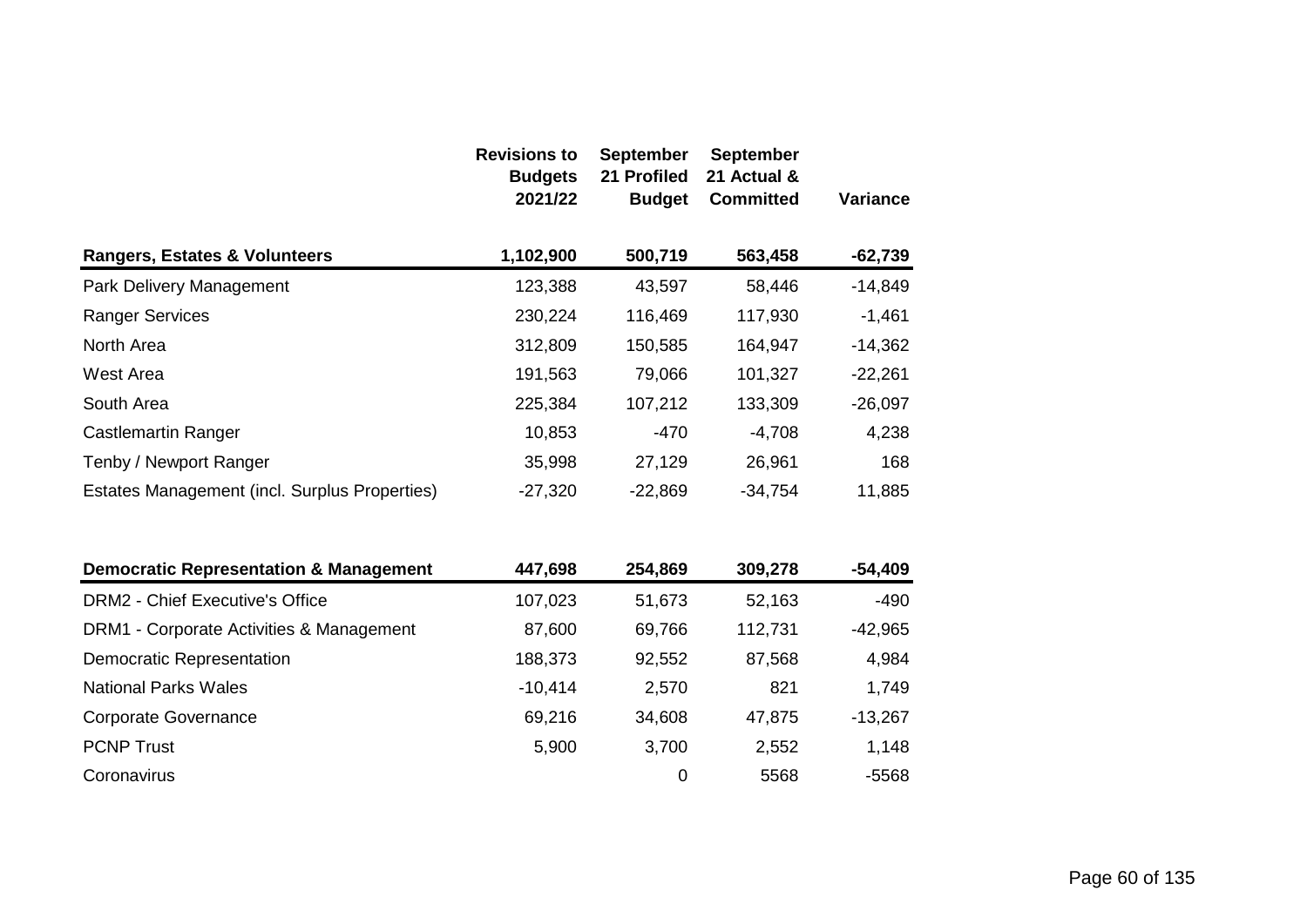| | Revisions to Budgets 2021/22 | September 21 Profiled Budget | September 21 Actual & Committed | Variance |
|---|---|---|---|---|
| **Rangers, Estates & Volunteers** | **1,102,900** | **500,719** | **563,458** | **-62,739** |
| Park Delivery Management | 123,388 | 43,597 | 58,446 | -14,849 |
| Ranger Services | 230,224 | 116,469 | 117,930 | -1,461 |
| North Area | 312,809 | 150,585 | 164,947 | -14,362 |
| West Area | 191,563 | 79,066 | 101,327 | -22,261 |
| South Area | 225,384 | 107,212 | 133,309 | -26,097 |
| Castlemartin Ranger | 10,853 | -470 | -4,708 | 4,238 |
| Tenby / Newport Ranger | 35,998 | 27,129 | 26,961 | 168 |
| Estates Management (incl. Surplus Properties) | -27,320 | -22,869 | -34,754 | 11,885 |

| | Revisions to Budgets 2021/22 | September 21 Profiled Budget | September 21 Actual & Committed | Variance |
|---|---|---|---|---|
| **Democratic Representation & Management** | **447,698** | **254,869** | **309,278** | **-54,409** |
| DRM2 - Chief Executive's Office | 107,023 | 51,673 | 52,163 | -490 |
| DRM1 - Corporate Activities & Management | 87,600 | 69,766 | 112,731 | -42,965 |
| Democratic Representation | 188,373 | 92,552 | 87,568 | 4,984 |
| National Parks Wales | -10,414 | 2,570 | 821 | 1,749 |
| Corporate Governance | 69,216 | 34,608 | 47,875 | -13,267 |
| PCNP Trust | 5,900 | 3,700 | 2,552 | 1,148 |
| Coronavirus | | 0 | 5568 | -5568 |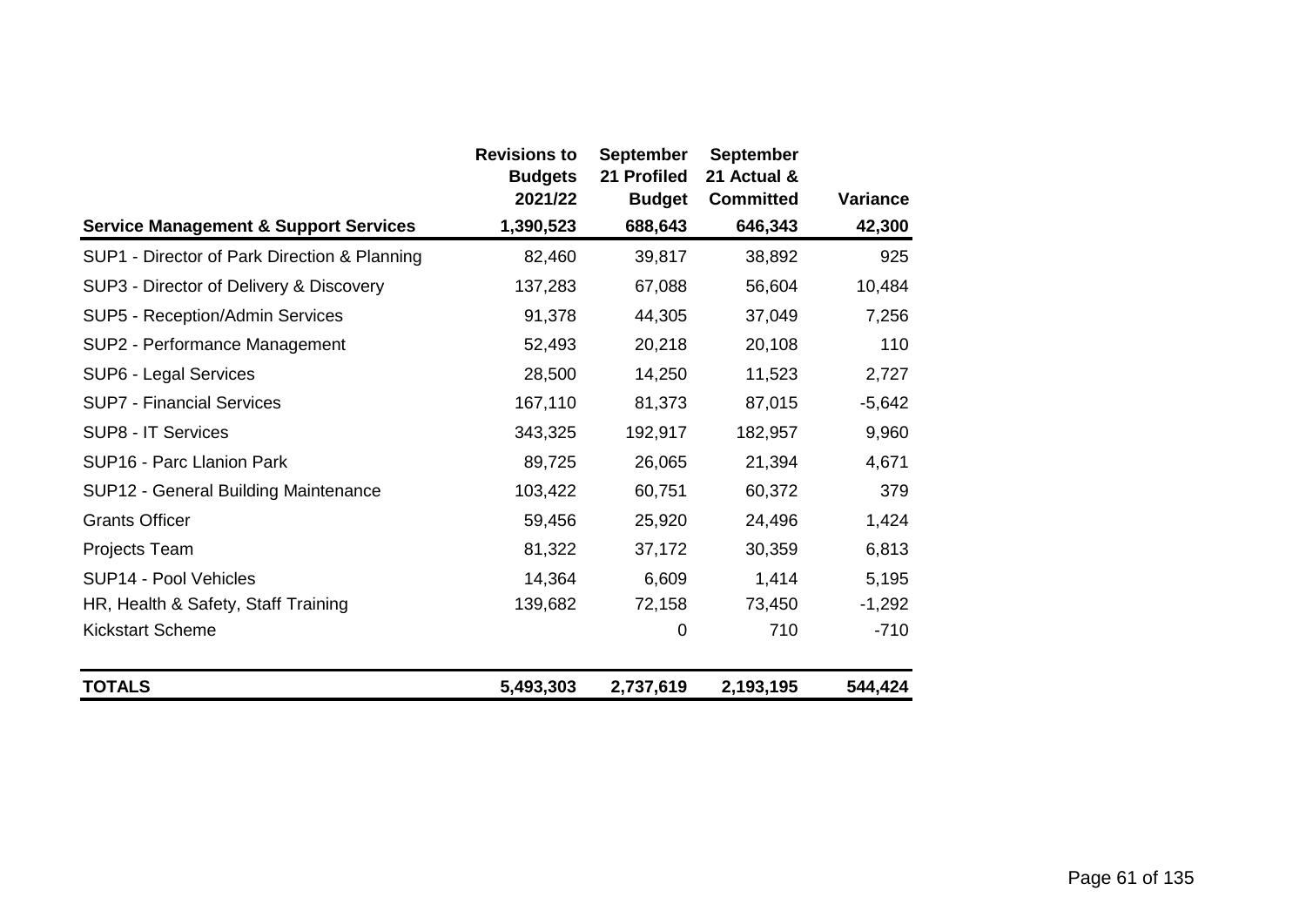| | Revisions to Budgets 2021/22 | September 21 Profiled Budget | September 21 Actual & Committed | Variance |
|---|---|---|---|---|
| **Service Management & Support Services** | **1,390,523** | **688,643** | **646,343** | **42,300** |
| SUP1 - Director of Park Direction & Planning | 82,460 | 39,817 | 38,892 | 925 |
| SUP3 - Director of Delivery & Discovery | 137,283 | 67,088 | 56,604 | 10,484 |
| SUP5 - Reception/Admin Services | 91,378 | 44,305 | 37,049 | 7,256 |
| SUP2 - Performance Management | 52,493 | 20,218 | 20,108 | 110 |
| SUP6 - Legal Services | 28,500 | 14,250 | 11,523 | 2,727 |
| SUP7 - Financial Services | 167,110 | 81,373 | 87,015 | -5,642 |
| SUP8 - IT Services | 343,325 | 192,917 | 182,957 | 9,960 |
| SUP16 - Parc Llanion Park | 89,725 | 26,065 | 21,394 | 4,671 |
| SUP12 - General Building Maintenance | 103,422 | 60,751 | 60,372 | 379 |
| Grants Officer | 59,456 | 25,920 | 24,496 | 1,424 |
| Projects Team | 81,322 | 37,172 | 30,359 | 6,813 |
| SUP14 - Pool Vehicles | 14,364 | 6,609 | 1,414 | 5,195 |
| HR, Health & Safety, Staff Training | 139,682 | 72,158 | 73,450 | -1,292 |
| Kickstart Scheme | | 0 | 710 | -710 |
| **TOTALS** | **5,493,303** | **2,737,619** | **2,193,195** | **544,424** |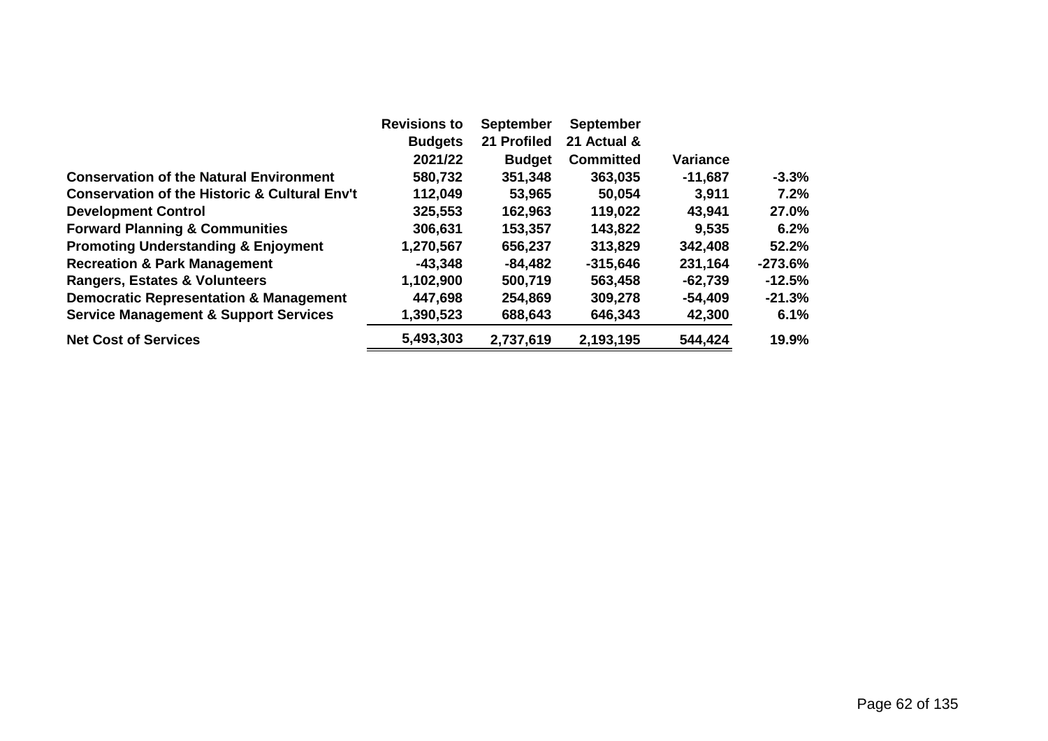| | Revisions to Budgets 2021/22 | September 21 Profiled Budget | September 21 Actual & Committed | Variance | |
|---|---|---|---|---|---|
| **Conservation of the Natural Environment** | **580,732** | **351,348** | **363,035** | **-11,687** | **-3.3%** |
| **Conservation of the Historic & Cultural Env't** | **112,049** | **53,965** | **50,054** | **3,911** | **7.2%** |
| **Development Control** | **325,553** | **162,963** | **119,022** | **43,941** | **27.0%** |
| **Forward Planning & Communities** | **306,631** | **153,357** | **143,822** | **9,535** | **6.2%** |
| **Promoting Understanding & Enjoyment** | **1,270,567** | **656,237** | **313,829** | **342,408** | **52.2%** |
| **Recreation & Park Management** | **-43,348** | **-84,482** | **-315,646** | **231,164** | **-273.6%** |
| **Rangers, Estates & Volunteers** | **1,102,900** | **500,719** | **563,458** | **-62,739** | **-12.5%** |
| **Democratic Representation & Management** | **447,698** | **254,869** | **309,278** | **-54,409** | **-21.3%** |
| **Service Management & Support Services** | **1,390,523** | **688,643** | **646,343** | **42,300** | **6.1%** |
| **Net Cost of Services** | **5,493,303** | **2,737,619** | **2,193,195** | **544,424** | **19.9%** |